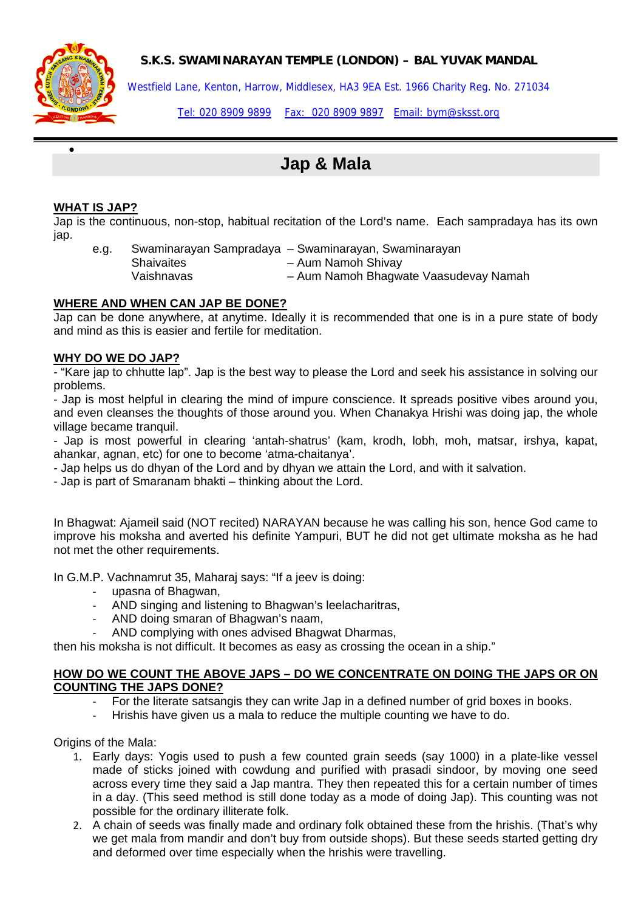**S.K.S. SWAMINARAYAN TEMPLE (LONDON) – BAL YUVAK MANDAL**

Westfield Lane, Kenton, Harrow, Middlesex, HA3 9EA Est. 1966 Charity Reg. No. 271034

Tel: 020 8909 9899 Fax: 020 8909 9897 Email: bym@sksst.org

# Jap & Mala

## WHAT IS JAP?

Jap is the continuous, non-stop, habitual recitation of the Lord's name. Each sampradaya has its own jap.

| e.g. | Swaminarayan Sampradaya | – Swaminarayan, Swaminarayan |
|---|---|---|
| | Shaivaites | – Aum Namoh Shivay |
| | Vaishnavas | – Aum Namoh Bhagwate Vaasudevay Namah |

## WHERE AND WHEN CAN JAP BE DONE?

Jap can be done anywhere, at anytime. Ideally it is recommended that one is in a pure state of body and mind as this is easier and fertile for meditation.

## WHY DO WE DO JAP?

- "Kare jap to chhutte lap". Jap is the best way to please the Lord and seek his assistance in solving our problems.
- Jap is most helpful in clearing the mind of impure conscience. It spreads positive vibes around you, and even cleanses the thoughts of those around you. When Chanakya Hrishi was doing jap, the whole village became tranquil.
- Jap is most powerful in clearing 'antah-shatrus' (kam, krodh, lobh, moh, matsar, irshya, kapat, ahankar, agnan, etc) for one to become 'atma-chaitanya'.
- Jap helps us do dhyan of the Lord and by dhyan we attain the Lord, and with it salvation.
- Jap is part of Smaranam bhakti – thinking about the Lord.

In Bhagwat: Ajameil said (NOT recited) NARAYAN because he was calling his son, hence God came to improve his moksha and averted his definite Yampuri, BUT he did not get ultimate moksha as he had not met the other requirements.

In G.M.P. Vachnamrut 35, Maharaj says: "If a jeev is doing:

- upasna of Bhagwan,
- AND singing and listening to Bhagwan's leelacharitras,
- AND doing smaran of Bhagwan's naam,
- AND complying with ones advised Bhagwat Dharmas,

then his moksha is not difficult. It becomes as easy as crossing the ocean in a ship."

## HOW DO WE COUNT THE ABOVE JAPS – DO WE CONCENTRATE ON DOING THE JAPS OR ON COUNTING THE JAPS DONE?

- For the literate satsangis they can write Jap in a defined number of grid boxes in books.
- Hrishis have given us a mala to reduce the multiple counting we have to do.

Origins of the Mala:

1. Early days: Yogis used to push a few counted grain seeds (say 1000) in a plate-like vessel made of sticks joined with cowdung and purified with prasadi sindoor, by moving one seed across every time they said a Jap mantra. They then repeated this for a certain number of times in a day. (This seed method is still done today as a mode of doing Jap). This counting was not possible for the ordinary illiterate folk.
2. A chain of seeds was finally made and ordinary folk obtained these from the hrishis. (That's why we get mala from mandir and don't buy from outside shops). But these seeds started getting dry and deformed over time especially when the hrishis were travelling.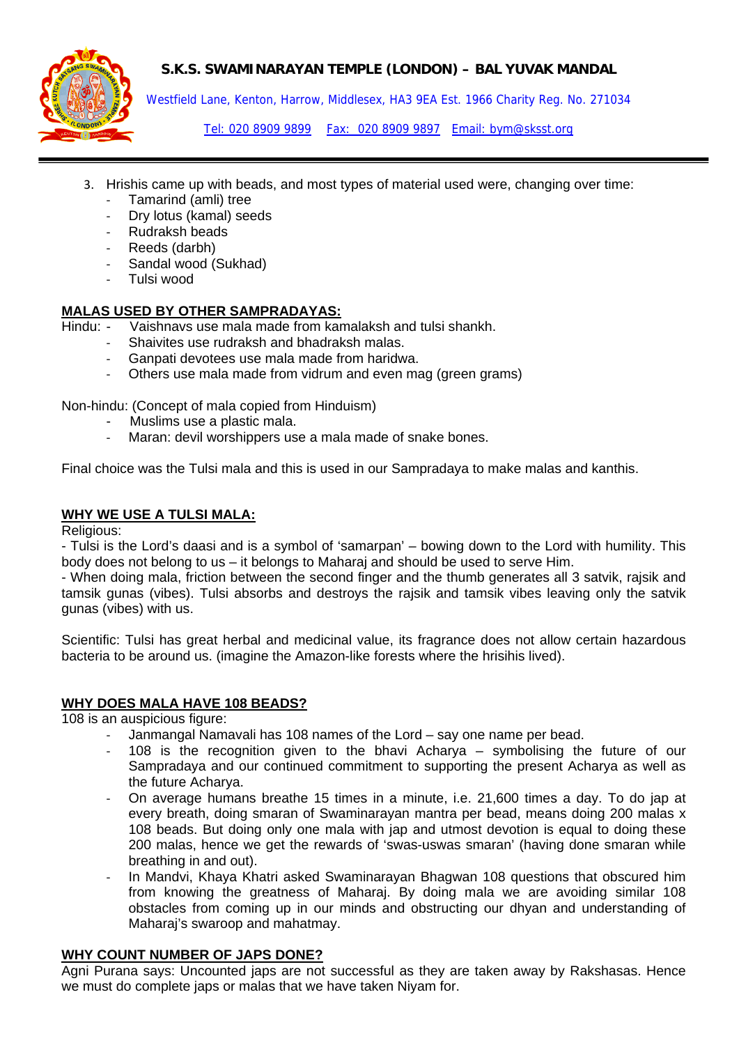3. Hrishis came up with beads, and most types of material used were, changing over time:
    - Tamarind (amli) tree
    - Dry lotus (kamal) seeds
    - Rudraksh beads
    - Reeds (darbh)
    - Sandal wood (Sukhad)
    - Tulsi wood

**MALAS USED BY OTHER SAMPRADAYAS:**

Hindu:
- Vaishnavs use mala made from kamalaksh and tulsi shankh.
- Shaivites use rudraksh and bhadraksh malas.
- Ganpati devotees use mala made from haridwa.
- Others use mala made from vidrum and even mag (green grams)

Non-hindu: (Concept of mala copied from Hinduism)
- Muslims use a plastic mala.
- Maran: devil worshippers use a mala made of snake bones.

Final choice was the Tulsi mala and this is used in our Sampradaya to make malas and kanthis.

**WHY WE USE A TULSI MALA:**

Religious:

- Tulsi is the Lord's daasi and is a symbol of 'samarpan' – bowing down to the Lord with humility. This body does not belong to us – it belongs to Maharaj and should be used to serve Him.
- When doing mala, friction between the second finger and the thumb generates all 3 satvik, rajsik and tamsik gunas (vibes). Tulsi absorbs and destroys the rajsik and tamsik vibes leaving only the satvik gunas (vibes) with us.

Scientific: Tulsi has great herbal and medicinal value, its fragrance does not allow certain hazardous bacteria to be around us. (imagine the Amazon-like forests where the hrisihis lived).

**WHY DOES MALA HAVE 108 BEADS?**

108 is an auspicious figure:
- Janmangal Namavali has 108 names of the Lord – say one name per bead.
- 108 is the recognition given to the bhavi Acharya – symbolising the future of our Sampradaya and our continued commitment to supporting the present Acharya as well as the future Acharya.
- On average humans breathe 15 times in a minute, i.e. 21,600 times a day. To do jap at every breath, doing smaran of Swaminarayan mantra per bead, means doing 200 malas x 108 beads. But doing only one mala with jap and utmost devotion is equal to doing these 200 malas, hence we get the rewards of 'swas-uswas smaran' (having done smaran while breathing in and out).
- In Mandvi, Khaya Khatri asked Swaminarayan Bhagwan 108 questions that obscured him from knowing the greatness of Maharaj. By doing mala we are avoiding similar 108 obstacles from coming up in our minds and obstructing our dhyan and understanding of Maharaj's swaroop and mahatmay.

**WHY COUNT NUMBER OF JAPS DONE?**

Agni Purana says: Uncounted japs are not successful as they are taken away by Rakshasas. Hence we must do complete japs or malas that we have taken Niyam for.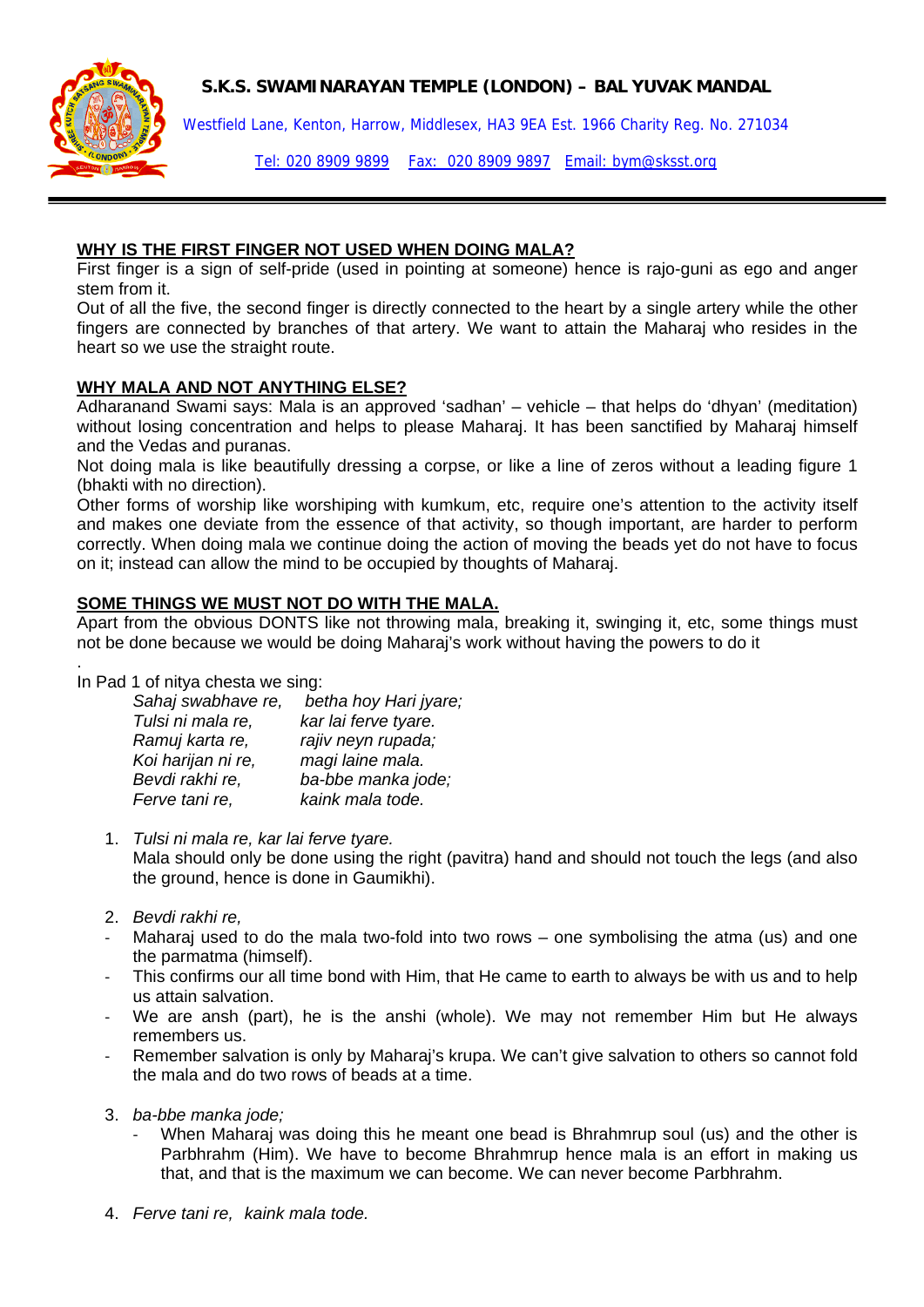**S.K.S. SWAMINARAYAN TEMPLE (LONDON) – BAL YUVAK MANDAL**

Westfield Lane, Kenton, Harrow, Middlesex, HA3 9EA Est. 1966 Charity Reg. No. 271034

Tel: 020 8909 9899 Fax: 020 8909 9897 Email: bym@sksst.org

---

## WHY IS THE FIRST FINGER NOT USED WHEN DOING MALA?

First finger is a sign of self-pride (used in pointing at someone) hence is rajo-guni as ego and anger stem from it.

Out of all the five, the second finger is directly connected to the heart by a single artery while the other fingers are connected by branches of that artery. We want to attain the Maharaj who resides in the heart so we use the straight route.

## WHY MALA AND NOT ANYTHING ELSE?

Adharanand Swami says: Mala is an approved 'sadhan' – vehicle – that helps do 'dhyan' (meditation) without losing concentration and helps to please Maharaj. It has been sanctified by Maharaj himself and the Vedas and puranas.

Not doing mala is like beautifully dressing a corpse, or like a line of zeros without a leading figure 1 (bhakti with no direction).

Other forms of worship like worshiping with kumkum, etc, require one's attention to the activity itself and makes one deviate from the essence of that activity, so though important, are harder to perform correctly. When doing mala we continue doing the action of moving the beads yet do not have to focus on it; instead can allow the mind to be occupied by thoughts of Maharaj.

## SOME THINGS WE MUST NOT DO WITH THE MALA.

Apart from the obvious DONTS like not throwing mala, breaking it, swinging it, etc, some things must not be done because we would be doing Maharaj's work without having the powers to do it

.

In Pad 1 of nitya chesta we sing:

*Sahaj swabhave re, betha hoy Hari jyare;*
*Tulsi ni mala re, kar lai ferve tyare.*
*Ramuj karta re, rajiv neyn rupada;*
*Koi harijan ni re, magi laine mala.*
*Bevdi rakhi re, ba-bbe manka jode;*
*Ferve tani re, kaink mala tode.*

1. *Tulsi ni mala re, kar lai ferve tyare.*
   Mala should only be done using the right (pavitra) hand and should not touch the legs (and also the ground, hence is done in Gaumikhi).

2. *Bevdi rakhi re,*
   - Maharaj used to do the mala two-fold into two rows – one symbolising the atma (us) and one the parmatma (himself).
   - This confirms our all time bond with Him, that He came to earth to always be with us and to help us attain salvation.
   - We are ansh (part), he is the anshi (whole). We may not remember Him but He always remembers us.
   - Remember salvation is only by Maharaj's krupa. We can't give salvation to others so cannot fold the mala and do two rows of beads at a time.

3. *ba-bbe manka jode;*
   - When Maharaj was doing this he meant one bead is Bhrahmrup soul (us) and the other is Parbhrahm (Him). We have to become Bhrahmrup hence mala is an effort in making us that, and that is the maximum we can become. We can never become Parbhrahm.

4. *Ferve tani re, kaink mala tode.*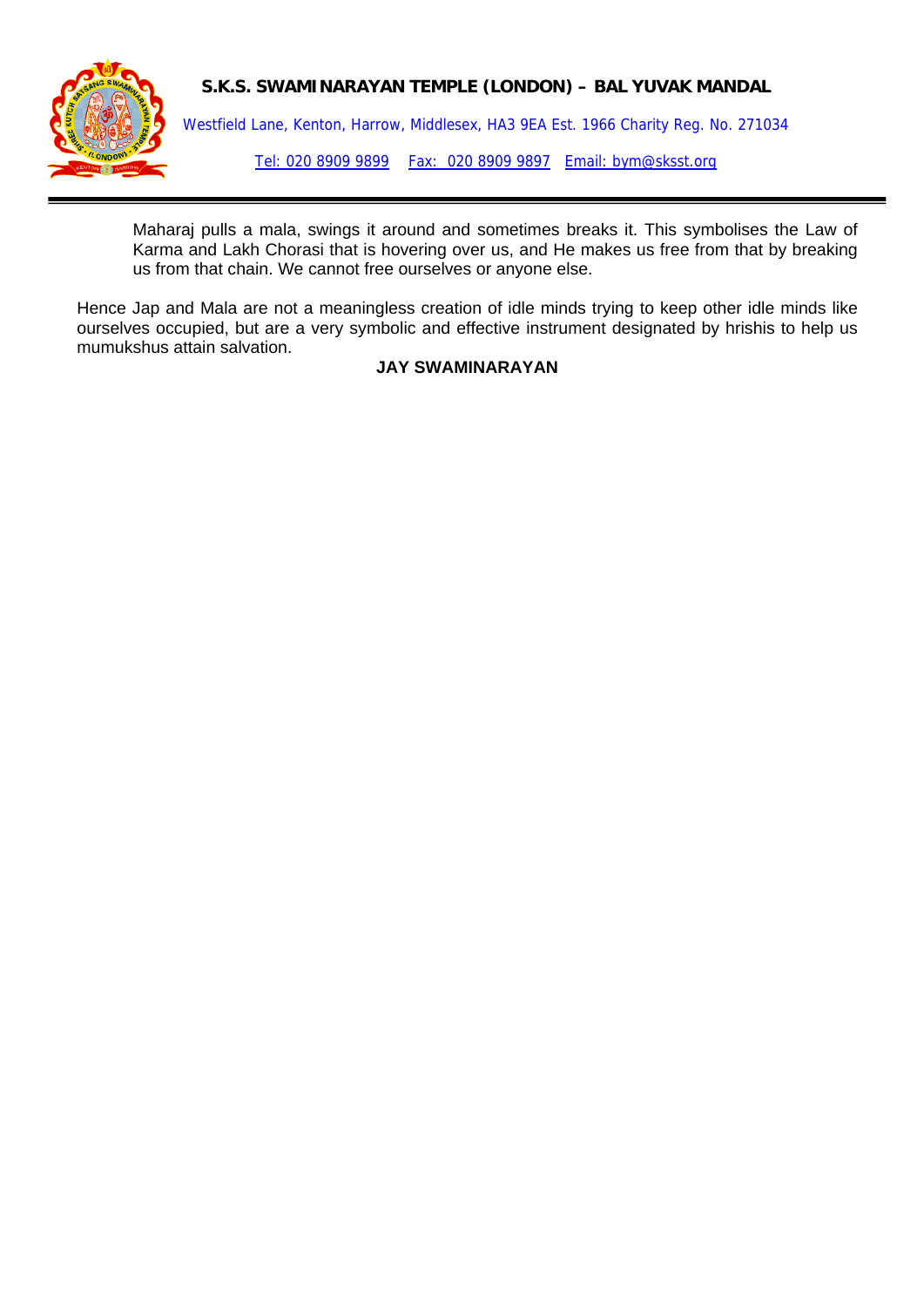Maharaj pulls a mala, swings it around and sometimes breaks it. This symbolises the Law of Karma and Lakh Chorasi that is hovering over us, and He makes us free from that by breaking us from that chain. We cannot free ourselves or anyone else.

Hence Jap and Mala are not a meaningless creation of idle minds trying to keep other idle minds like ourselves occupied, but are a very symbolic and effective instrument designated by hrishis to help us mumukshus attain salvation.

**JAY SWAMINARAYAN**